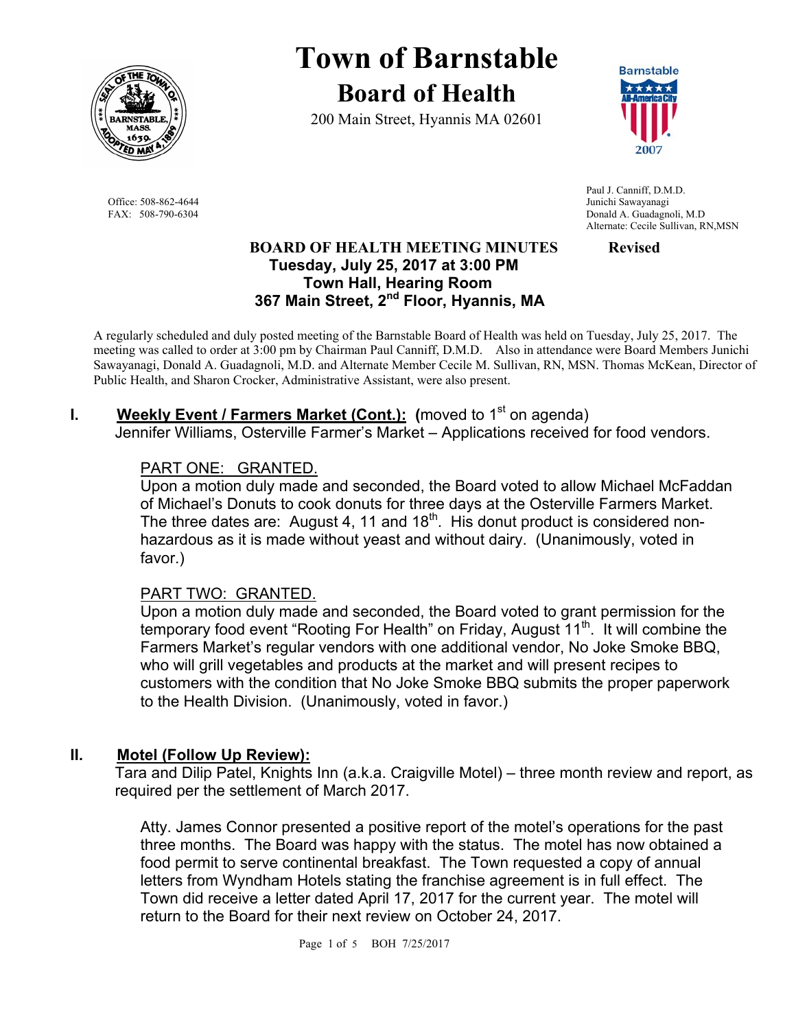# Town of Barnstable

## Board of Health

200 Main Street, Hyannis MA 02601

Office: 508-862-4644
FAX: 508-790-6304

Paul J. Canniff, D.M.D.
Junichi Sawayanagi
Donald A. Guadagnoli, M.D
Alternate: Cecile Sullivan, RN,MSN

**BOARD OF HEALTH MEETING MINUTES** **Revised**
**Tuesday, July 25, 2017 at 3:00 PM**
**Town Hall, Hearing Room**
**367 Main Street, 2nd Floor, Hyannis, MA**

A regularly scheduled and duly posted meeting of the Barnstable Board of Health was held on Tuesday, July 25, 2017. The meeting was called to order at 3:00 pm by Chairman Paul Canniff, D.M.D. Also in attendance were Board Members Junichi Sawayanagi, Donald A. Guadagnoli, M.D. and Alternate Member Cecile M. Sullivan, RN, MSN. Thomas McKean, Director of Public Health, and Sharon Crocker, Administrative Assistant, were also present.

## I. Weekly Event / Farmers Market (Cont.): (moved to 1st on agenda)

Jennifer Williams, Osterville Farmer's Market – Applications received for food vendors.

PART ONE: GRANTED.

Upon a motion duly made and seconded, the Board voted to allow Michael McFaddan of Michael's Donuts to cook donuts for three days at the Osterville Farmers Market. The three dates are: August 4, 11 and 18th. His donut product is considered non-hazardous as it is made without yeast and without dairy. (Unanimously, voted in favor.)

PART TWO: GRANTED.

Upon a motion duly made and seconded, the Board voted to grant permission for the temporary food event "Rooting For Health" on Friday, August 11th. It will combine the Farmers Market's regular vendors with one additional vendor, No Joke Smoke BBQ, who will grill vegetables and products at the market and will present recipes to customers with the condition that No Joke Smoke BBQ submits the proper paperwork to the Health Division. (Unanimously, voted in favor.)

## II. Motel (Follow Up Review):

Tara and Dilip Patel, Knights Inn (a.k.a. Craigville Motel) – three month review and report, as required per the settlement of March 2017.

Atty. James Connor presented a positive report of the motel's operations for the past three months. The Board was happy with the status. The motel has now obtained a food permit to serve continental breakfast. The Town requested a copy of annual letters from Wyndham Hotels stating the franchise agreement is in full effect. The Town did receive a letter dated April 17, 2017 for the current year. The motel will return to the Board for their next review on October 24, 2017.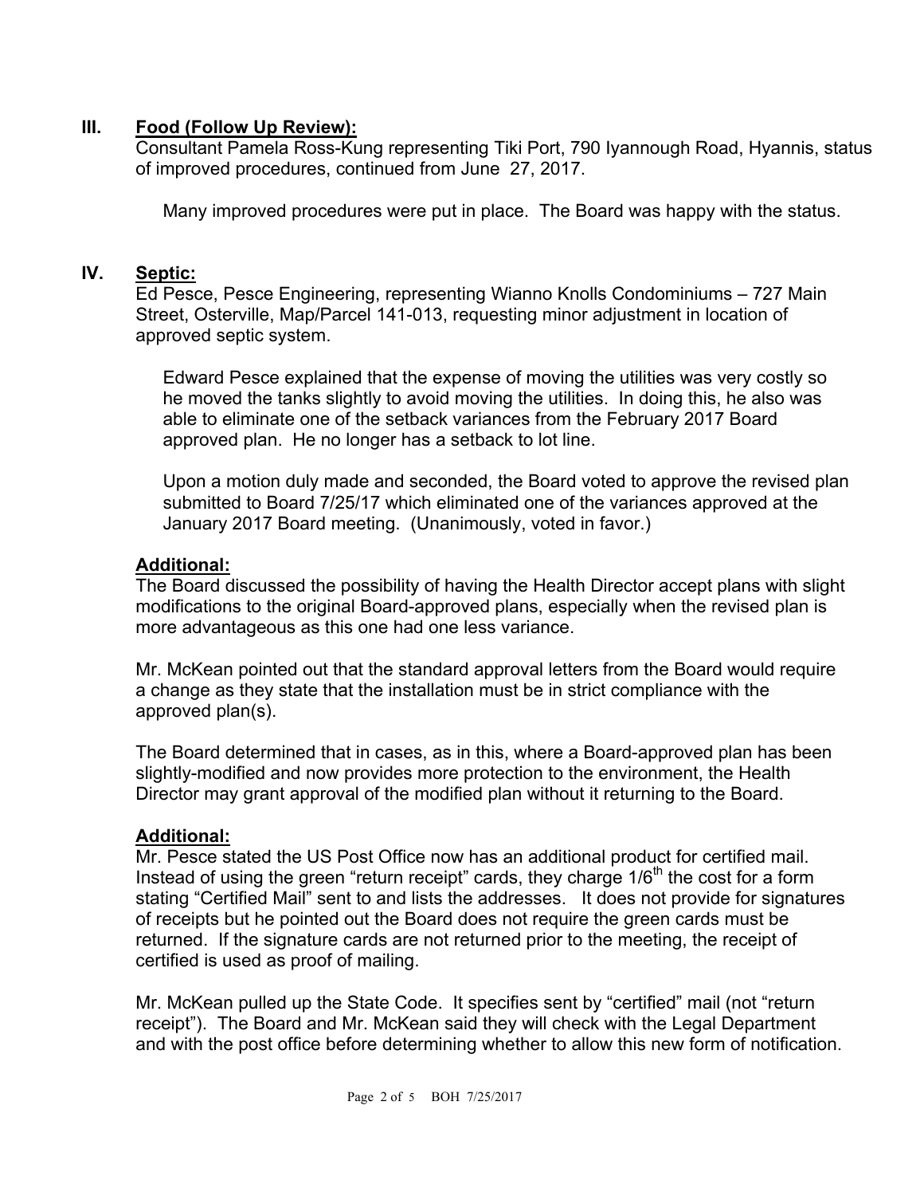## III. Food (Follow Up Review):

Consultant Pamela Ross-Kung representing Tiki Port, 790 Iyannough Road, Hyannis, status of improved procedures, continued from June 27, 2017.

Many improved procedures were put in place. The Board was happy with the status.

## IV. Septic:

Ed Pesce, Pesce Engineering, representing Wianno Knolls Condominiums – 727 Main Street, Osterville, Map/Parcel 141-013, requesting minor adjustment in location of approved septic system.

Edward Pesce explained that the expense of moving the utilities was very costly so he moved the tanks slightly to avoid moving the utilities. In doing this, he also was able to eliminate one of the setback variances from the February 2017 Board approved plan. He no longer has a setback to lot line.

Upon a motion duly made and seconded, the Board voted to approve the revised plan submitted to Board 7/25/17 which eliminated one of the variances approved at the January 2017 Board meeting. (Unanimously, voted in favor.)

### Additional:

The Board discussed the possibility of having the Health Director accept plans with slight modifications to the original Board-approved plans, especially when the revised plan is more advantageous as this one had one less variance.

Mr. McKean pointed out that the standard approval letters from the Board would require a change as they state that the installation must be in strict compliance with the approved plan(s).

The Board determined that in cases, as in this, where a Board-approved plan has been slightly-modified and now provides more protection to the environment, the Health Director may grant approval of the modified plan without it returning to the Board.

### Additional:

Mr. Pesce stated the US Post Office now has an additional product for certified mail. Instead of using the green "return receipt" cards, they charge 1/6th the cost for a form stating "Certified Mail" sent to and lists the addresses. It does not provide for signatures of receipts but he pointed out the Board does not require the green cards must be returned. If the signature cards are not returned prior to the meeting, the receipt of certified is used as proof of mailing.

Mr. McKean pulled up the State Code. It specifies sent by "certified" mail (not "return receipt"). The Board and Mr. McKean said they will check with the Legal Department and with the post office before determining whether to allow this new form of notification.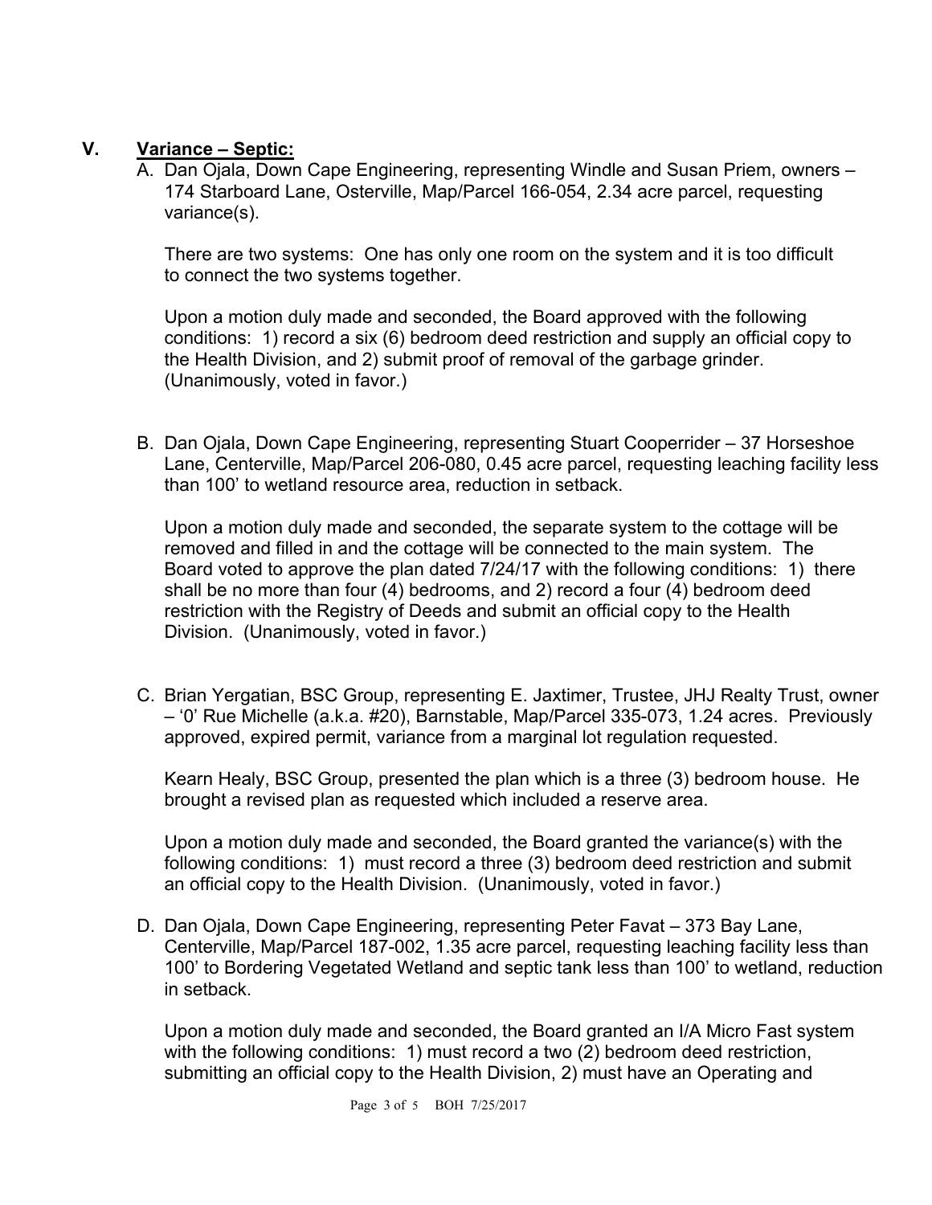## V. Variance – Septic:

A. Dan Ojala, Down Cape Engineering, representing Windle and Susan Priem, owners – 174 Starboard Lane, Osterville, Map/Parcel 166-054, 2.34 acre parcel, requesting variance(s).

   There are two systems: One has only one room on the system and it is too difficult to connect the two systems together.

   Upon a motion duly made and seconded, the Board approved with the following conditions: 1) record a six (6) bedroom deed restriction and supply an official copy to the Health Division, and 2) submit proof of removal of the garbage grinder. (Unanimously, voted in favor.)

B. Dan Ojala, Down Cape Engineering, representing Stuart Cooperrider – 37 Horseshoe Lane, Centerville, Map/Parcel 206-080, 0.45 acre parcel, requesting leaching facility less than 100' to wetland resource area, reduction in setback.

   Upon a motion duly made and seconded, the separate system to the cottage will be removed and filled in and the cottage will be connected to the main system. The Board voted to approve the plan dated 7/24/17 with the following conditions: 1) there shall be no more than four (4) bedrooms, and 2) record a four (4) bedroom deed restriction with the Registry of Deeds and submit an official copy to the Health Division. (Unanimously, voted in favor.)

C. Brian Yergatian, BSC Group, representing E. Jaxtimer, Trustee, JHJ Realty Trust, owner – '0' Rue Michelle (a.k.a. #20), Barnstable, Map/Parcel 335-073, 1.24 acres. Previously approved, expired permit, variance from a marginal lot regulation requested.

   Kearn Healy, BSC Group, presented the plan which is a three (3) bedroom house. He brought a revised plan as requested which included a reserve area.

   Upon a motion duly made and seconded, the Board granted the variance(s) with the following conditions: 1) must record a three (3) bedroom deed restriction and submit an official copy to the Health Division. (Unanimously, voted in favor.)

D. Dan Ojala, Down Cape Engineering, representing Peter Favat – 373 Bay Lane, Centerville, Map/Parcel 187-002, 1.35 acre parcel, requesting leaching facility less than 100' to Bordering Vegetated Wetland and septic tank less than 100' to wetland, reduction in setback.

   Upon a motion duly made and seconded, the Board granted an I/A Micro Fast system with the following conditions: 1) must record a two (2) bedroom deed restriction, submitting an official copy to the Health Division, 2) must have an Operating and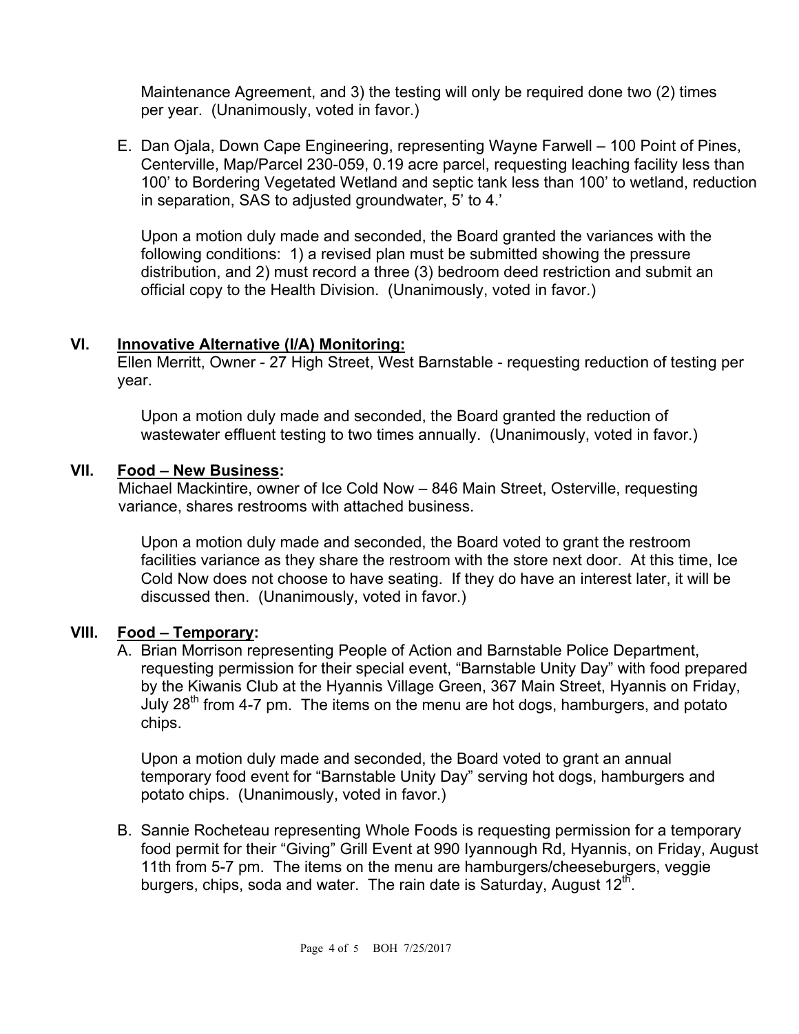Maintenance Agreement, and 3) the testing will only be required done two (2) times per year. (Unanimously, voted in favor.)

E. Dan Ojala, Down Cape Engineering, representing Wayne Farwell – 100 Point of Pines, Centerville, Map/Parcel 230-059, 0.19 acre parcel, requesting leaching facility less than 100' to Bordering Vegetated Wetland and septic tank less than 100' to wetland, reduction in separation, SAS to adjusted groundwater, 5' to 4.'

   Upon a motion duly made and seconded, the Board granted the variances with the following conditions: 1) a revised plan must be submitted showing the pressure distribution, and 2) must record a three (3) bedroom deed restriction and submit an official copy to the Health Division. (Unanimously, voted in favor.)

## VI. Innovative Alternative (I/A) Monitoring:

Ellen Merritt, Owner - 27 High Street, West Barnstable - requesting reduction of testing per year.

Upon a motion duly made and seconded, the Board granted the reduction of wastewater effluent testing to two times annually. (Unanimously, voted in favor.)

## VII. Food – New Business:

Michael Mackintire, owner of Ice Cold Now – 846 Main Street, Osterville, requesting variance, shares restrooms with attached business.

Upon a motion duly made and seconded, the Board voted to grant the restroom facilities variance as they share the restroom with the store next door. At this time, Ice Cold Now does not choose to have seating. If they do have an interest later, it will be discussed then. (Unanimously, voted in favor.)

## VIII. Food – Temporary:

A. Brian Morrison representing People of Action and Barnstable Police Department, requesting permission for their special event, "Barnstable Unity Day" with food prepared by the Kiwanis Club at the Hyannis Village Green, 367 Main Street, Hyannis on Friday, July 28th from 4-7 pm. The items on the menu are hot dogs, hamburgers, and potato chips.

   Upon a motion duly made and seconded, the Board voted to grant an annual temporary food event for "Barnstable Unity Day" serving hot dogs, hamburgers and potato chips. (Unanimously, voted in favor.)

B. Sannie Rocheteau representing Whole Foods is requesting permission for a temporary food permit for their "Giving" Grill Event at 990 Iyannough Rd, Hyannis, on Friday, August 11th from 5-7 pm. The items on the menu are hamburgers/cheeseburgers, veggie burgers, chips, soda and water. The rain date is Saturday, August 12th.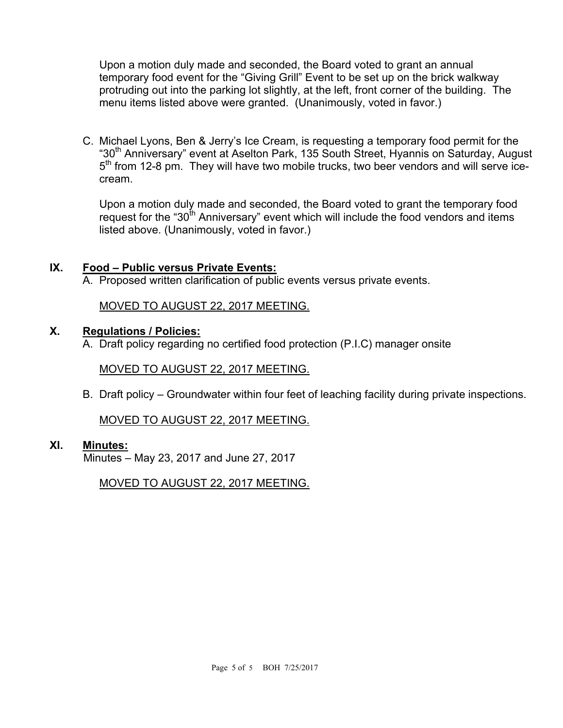Upon a motion duly made and seconded, the Board voted to grant an annual temporary food event for the "Giving Grill" Event to be set up on the brick walkway protruding out into the parking lot slightly, at the left, front corner of the building. The menu items listed above were granted. (Unanimously, voted in favor.)

C. Michael Lyons, Ben & Jerry's Ice Cream, is requesting a temporary food permit for the "30th Anniversary" event at Aselton Park, 135 South Street, Hyannis on Saturday, August 5th from 12-8 pm. They will have two mobile trucks, two beer vendors and will serve ice-cream.

   Upon a motion duly made and seconded, the Board voted to grant the temporary food request for the "30th Anniversary" event which will include the food vendors and items listed above. (Unanimously, voted in favor.)

## IX. Food – Public versus Private Events:

A. Proposed written clarification of public events versus private events.

   MOVED TO AUGUST 22, 2017 MEETING.

## X. Regulations / Policies:

A. Draft policy regarding no certified food protection (P.I.C) manager onsite

   MOVED TO AUGUST 22, 2017 MEETING.

B. Draft policy – Groundwater within four feet of leaching facility during private inspections.

   MOVED TO AUGUST 22, 2017 MEETING.

## XI. Minutes:

Minutes – May 23, 2017 and June 27, 2017

MOVED TO AUGUST 22, 2017 MEETING.